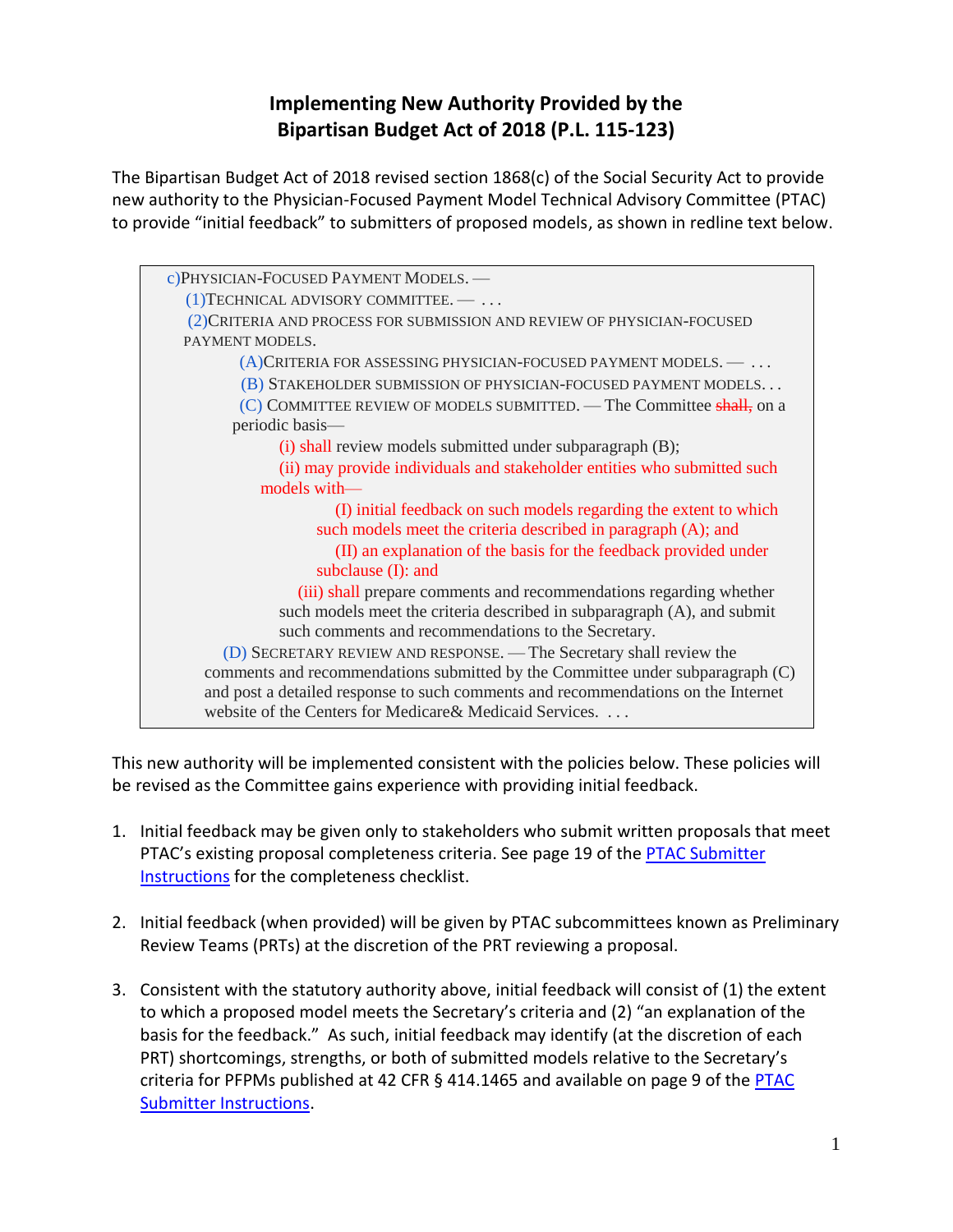# Implementing New Authority Provided by the Bipartisan Budget Act of 2018 (P.L. 115-123)

The Bipartisan Budget Act of 2018 revised section 1868(c) of the Social Security Act to provide new authority to the Physician-Focused Payment Model Technical Advisory Committee (PTAC) to provide "initial feedback" to submitters of proposed models, as shown in redline text below.

> c) PHYSICIAN-FOCUSED PAYMENT MODELS. —
>
> (1) TECHNICAL ADVISORY COMMITTEE. — . . .
>
> (2) CRITERIA AND PROCESS FOR SUBMISSION AND REVIEW OF PHYSICIAN-FOCUSED PAYMENT MODELS.
>
> (A) CRITERIA FOR ASSESSING PHYSICIAN-FOCUSED PAYMENT MODELS. — . . .
>
> (B) STAKEHOLDER SUBMISSION OF PHYSICIAN-FOCUSED PAYMENT MODELS. . .
>
> (C) COMMITTEE REVIEW OF MODELS SUBMITTED. — The Committee ~~shall,~~ on a periodic basis—
>
> (i) shall review models submitted under subparagraph (B);
>
> (ii) may provide individuals and stakeholder entities who submitted such models with—
>
> (I) initial feedback on such models regarding the extent to which such models meet the criteria described in paragraph (A); and
>
> (II) an explanation of the basis for the feedback provided under subclause (I): and
>
> (iii) shall prepare comments and recommendations regarding whether such models meet the criteria described in subparagraph (A), and submit such comments and recommendations to the Secretary.
>
> (D) SECRETARY REVIEW AND RESPONSE. — The Secretary shall review the comments and recommendations submitted by the Committee under subparagraph (C) and post a detailed response to such comments and recommendations on the Internet website of the Centers for Medicare& Medicaid Services. . . .

This new authority will be implemented consistent with the policies below. These policies will be revised as the Committee gains experience with providing initial feedback.

1. Initial feedback may be given only to stakeholders who submit written proposals that meet PTAC's existing proposal completeness criteria. See page 19 of the PTAC Submitter Instructions for the completeness checklist.

2. Initial feedback (when provided) will be given by PTAC subcommittees known as Preliminary Review Teams (PRTs) at the discretion of the PRT reviewing a proposal.

3. Consistent with the statutory authority above, initial feedback will consist of (1) the extent to which a proposed model meets the Secretary's criteria and (2) "an explanation of the basis for the feedback." As such, initial feedback may identify (at the discretion of each PRT) shortcomings, strengths, or both of submitted models relative to the Secretary's criteria for PFPMs published at 42 CFR § 414.1465 and available on page 9 of the PTAC Submitter Instructions.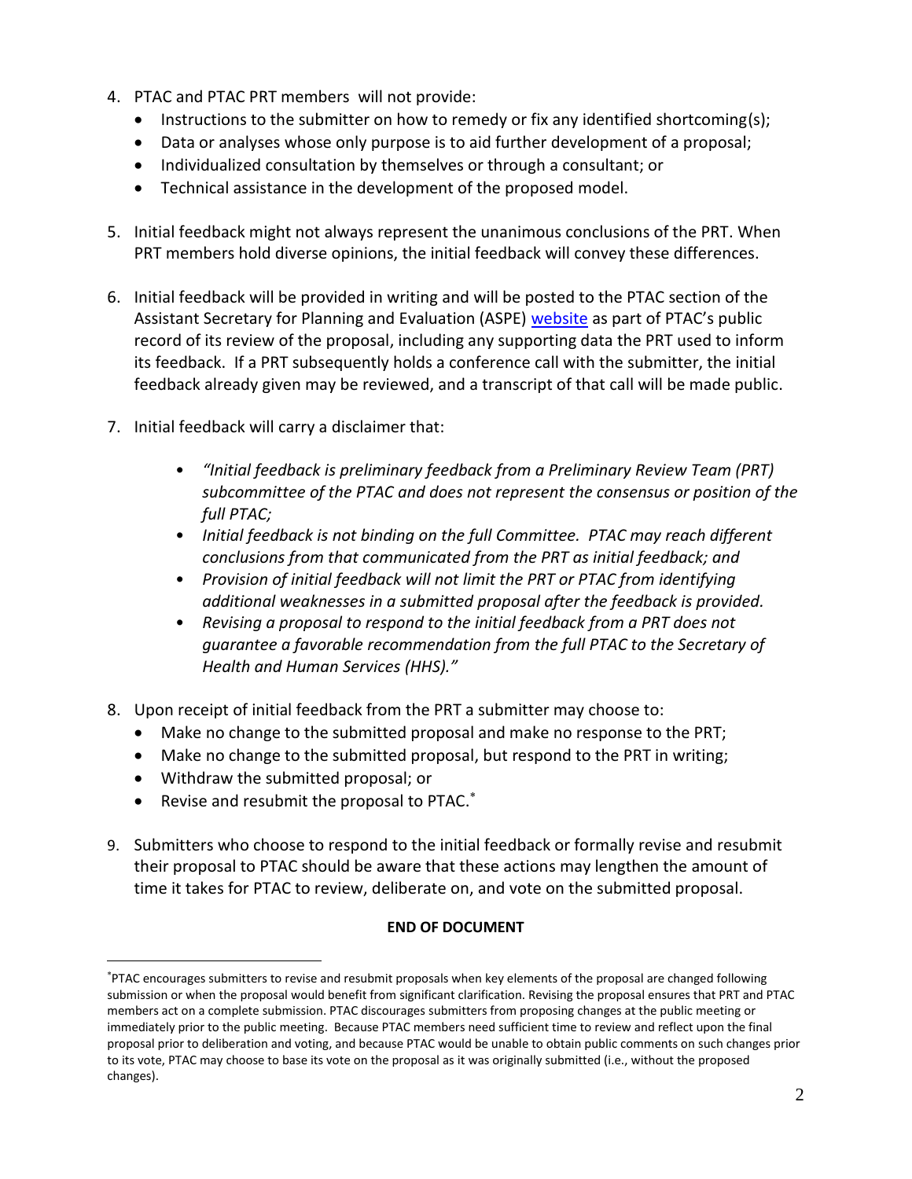4. PTAC and PTAC PRT members will not provide:
   - Instructions to the submitter on how to remedy or fix any identified shortcoming(s);
   - Data or analyses whose only purpose is to aid further development of a proposal;
   - Individualized consultation by themselves or through a consultant; or
   - Technical assistance in the development of the proposed model.

5. Initial feedback might not always represent the unanimous conclusions of the PRT. When PRT members hold diverse opinions, the initial feedback will convey these differences.

6. Initial feedback will be provided in writing and will be posted to the PTAC section of the Assistant Secretary for Planning and Evaluation (ASPE) website as part of PTAC's public record of its review of the proposal, including any supporting data the PRT used to inform its feedback. If a PRT subsequently holds a conference call with the submitter, the initial feedback already given may be reviewed, and a transcript of that call will be made public.

7. Initial feedback will carry a disclaimer that:

   - *"Initial feedback is preliminary feedback from a Preliminary Review Team (PRT) subcommittee of the PTAC and does not represent the consensus or position of the full PTAC;*
   - *Initial feedback is not binding on the full Committee. PTAC may reach different conclusions from that communicated from the PRT as initial feedback; and*
   - *Provision of initial feedback will not limit the PRT or PTAC from identifying additional weaknesses in a submitted proposal after the feedback is provided.*
   - *Revising a proposal to respond to the initial feedback from a PRT does not guarantee a favorable recommendation from the full PTAC to the Secretary of Health and Human Services (HHS)."*

8. Upon receipt of initial feedback from the PRT a submitter may choose to:
   - Make no change to the submitted proposal and make no response to the PRT;
   - Make no change to the submitted proposal, but respond to the PRT in writing;
   - Withdraw the submitted proposal; or
   - Revise and resubmit the proposal to PTAC.*

9. Submitters who choose to respond to the initial feedback or formally revise and resubmit their proposal to PTAC should be aware that these actions may lengthen the amount of time it takes for PTAC to review, deliberate on, and vote on the submitted proposal.

**END OF DOCUMENT**

*PTAC encourages submitters to revise and resubmit proposals when key elements of the proposal are changed following submission or when the proposal would benefit from significant clarification. Revising the proposal ensures that PRT and PTAC members act on a complete submission. PTAC discourages submitters from proposing changes at the public meeting or immediately prior to the public meeting. Because PTAC members need sufficient time to review and reflect upon the final proposal prior to deliberation and voting, and because PTAC would be unable to obtain public comments on such changes prior to its vote, PTAC may choose to base its vote on the proposal as it was originally submitted (i.e., without the proposed changes).